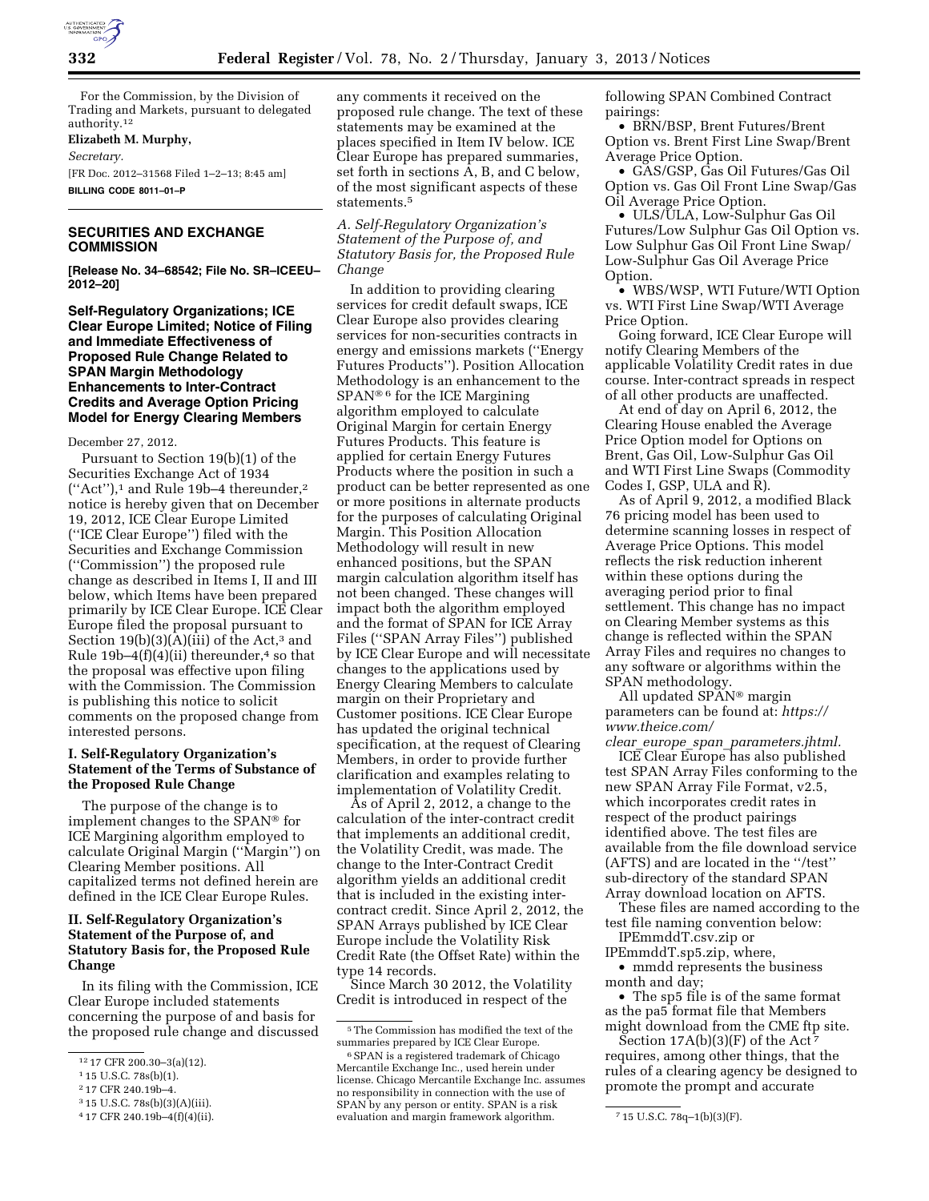For the Commission, by the Division of Trading and Markets, pursuant to delegated authority.[12]

**Elizabeth M. Murphy,**

*Secretary.*

[FR Doc. 2012–31568 Filed 1–2–13; 8:45 am]

**BILLING CODE 8011–01–P**

## SECURITIES AND EXCHANGE COMMISSION

**[Release No. 34–68542; File No. SR–ICEEU–2012–20]**

### Self-Regulatory Organizations; ICE Clear Europe Limited; Notice of Filing and Immediate Effectiveness of Proposed Rule Change Related to SPAN Margin Methodology Enhancements to Inter-Contract Credits and Average Option Pricing Model for Energy Clearing Members

December 27, 2012.

Pursuant to Section 19(b)(1) of the Securities Exchange Act of 1934 (''Act''),[1] and Rule 19b–4 thereunder,[2] notice is hereby given that on December 19, 2012, ICE Clear Europe Limited (''ICE Clear Europe'') filed with the Securities and Exchange Commission (''Commission'') the proposed rule change as described in Items I, II and III below, which Items have been prepared primarily by ICE Clear Europe. ICE Clear Europe filed the proposal pursuant to Section 19(b)(3)(A)(iii) of the Act,[3] and Rule 19b–4(f)(4)(ii) thereunder,[4] so that the proposal was effective upon filing with the Commission. The Commission is publishing this notice to solicit comments on the proposed change from interested persons.

#### I. Self-Regulatory Organization's Statement of the Terms of Substance of the Proposed Rule Change

The purpose of the change is to implement changes to the SPAN® for ICE Margining algorithm employed to calculate Original Margin (''Margin'') on Clearing Member positions. All capitalized terms not defined herein are defined in the ICE Clear Europe Rules.

#### II. Self-Regulatory Organization's Statement of the Purpose of, and Statutory Basis for, the Proposed Rule Change

In its filing with the Commission, ICE Clear Europe included statements concerning the purpose of and basis for the proposed rule change and discussed any comments it received on the proposed rule change. The text of these statements may be examined at the places specified in Item IV below. ICE Clear Europe has prepared summaries, set forth in sections A, B, and C below, of the most significant aspects of these statements.[5]

*A. Self-Regulatory Organization's Statement of the Purpose of, and Statutory Basis for, the Proposed Rule Change*

In addition to providing clearing services for credit default swaps, ICE Clear Europe also provides clearing services for non-securities contracts in energy and emissions markets (''Energy Futures Products''). Position Allocation Methodology is an enhancement to the SPAN®[6] for the ICE Margining algorithm employed to calculate Original Margin for certain Energy Futures Products. This feature is applied for certain Energy Futures Products where the position in such a product can be better represented as one or more positions in alternate products for the purposes of calculating Original Margin. This Position Allocation Methodology will result in new enhanced positions, but the SPAN margin calculation algorithm itself has not been changed. These changes will impact both the algorithm employed and the format of SPAN for ICE Array Files (''SPAN Array Files'') published by ICE Clear Europe and will necessitate changes to the applications used by Energy Clearing Members to calculate margin on their Proprietary and Customer positions. ICE Clear Europe has updated the original technical specification, at the request of Clearing Members, in order to provide further clarification and examples relating to implementation of Volatility Credit.

As of April 2, 2012, a change to the calculation of the inter-contract credit that implements an additional credit, the Volatility Credit, was made. The change to the Inter-Contract Credit algorithm yields an additional credit that is included in the existing inter-contract credit. Since April 2, 2012, the SPAN Arrays published by ICE Clear Europe include the Volatility Risk Credit Rate (the Offset Rate) within the type 14 records.

Since March 30 2012, the Volatility Credit is introduced in respect of the following SPAN Combined Contract pairings:

- BRN/BSP, Brent Futures/Brent Option vs. Brent First Line Swap/Brent Average Price Option.
- GAS/GSP, Gas Oil Futures/Gas Oil Option vs. Gas Oil Front Line Swap/Gas Oil Average Price Option.
- ULS/ULA, Low-Sulphur Gas Oil Futures/Low Sulphur Gas Oil Option vs. Low Sulphur Gas Oil Front Line Swap/Low-Sulphur Gas Oil Average Price Option.
- WBS/WSP, WTI Future/WTI Option vs. WTI First Line Swap/WTI Average Price Option.

Going forward, ICE Clear Europe will notify Clearing Members of the applicable Volatility Credit rates in due course. Inter-contract spreads in respect of all other products are unaffected.

At end of day on April 6, 2012, the Clearing House enabled the Average Price Option model for Options on Brent, Gas Oil, Low-Sulphur Gas Oil and WTI First Line Swaps (Commodity Codes I, GSP, ULA and R).

As of April 9, 2012, a modified Black 76 pricing model has been used to determine scanning losses in respect of Average Price Options. This model reflects the risk reduction inherent within these options during the averaging period prior to final settlement. This change has no impact on Clearing Member systems as this change is reflected within the SPAN Array Files and requires no changes to any software or algorithms within the SPAN methodology.

All updated SPAN® margin parameters can be found at: *https://www.theice.com/clear_europe_span_parameters.jhtml.*

ICE Clear Europe has also published test SPAN Array Files conforming to the new SPAN Array File Format, v2.5, which incorporates credit rates in respect of the product pairings identified above. The test files are available from the file download service (AFTS) and are located in the ''/test'' sub-directory of the standard SPAN Array download location on AFTS.

These files are named according to the test file naming convention below:

IPEmmddT.csv.zip or IPEmmddT.sp5.zip, where,

- mmdd represents the business month and day;
- The sp5 file is of the same format as the pa5 format file that Members might download from the CME ftp site.

Section 17A(b)(3)(F) of the Act[7] requires, among other things, that the rules of a clearing agency be designed to promote the prompt and accurate

---

[12] 17 CFR 200.30–3(a)(12).

[1] 15 U.S.C. 78s(b)(1).

[2] 17 CFR 240.19b–4.

[3] 15 U.S.C. 78s(b)(3)(A)(iii).

[4] 17 CFR 240.19b–4(f)(4)(ii).

[5] The Commission has modified the text of the summaries prepared by ICE Clear Europe.

[6] SPAN is a registered trademark of Chicago Mercantile Exchange Inc., used herein under license. Chicago Mercantile Exchange Inc. assumes no responsibility in connection with the use of SPAN by any person or entity. SPAN is a risk evaluation and margin framework algorithm.

[7] 15 U.S.C. 78q–1(b)(3)(F).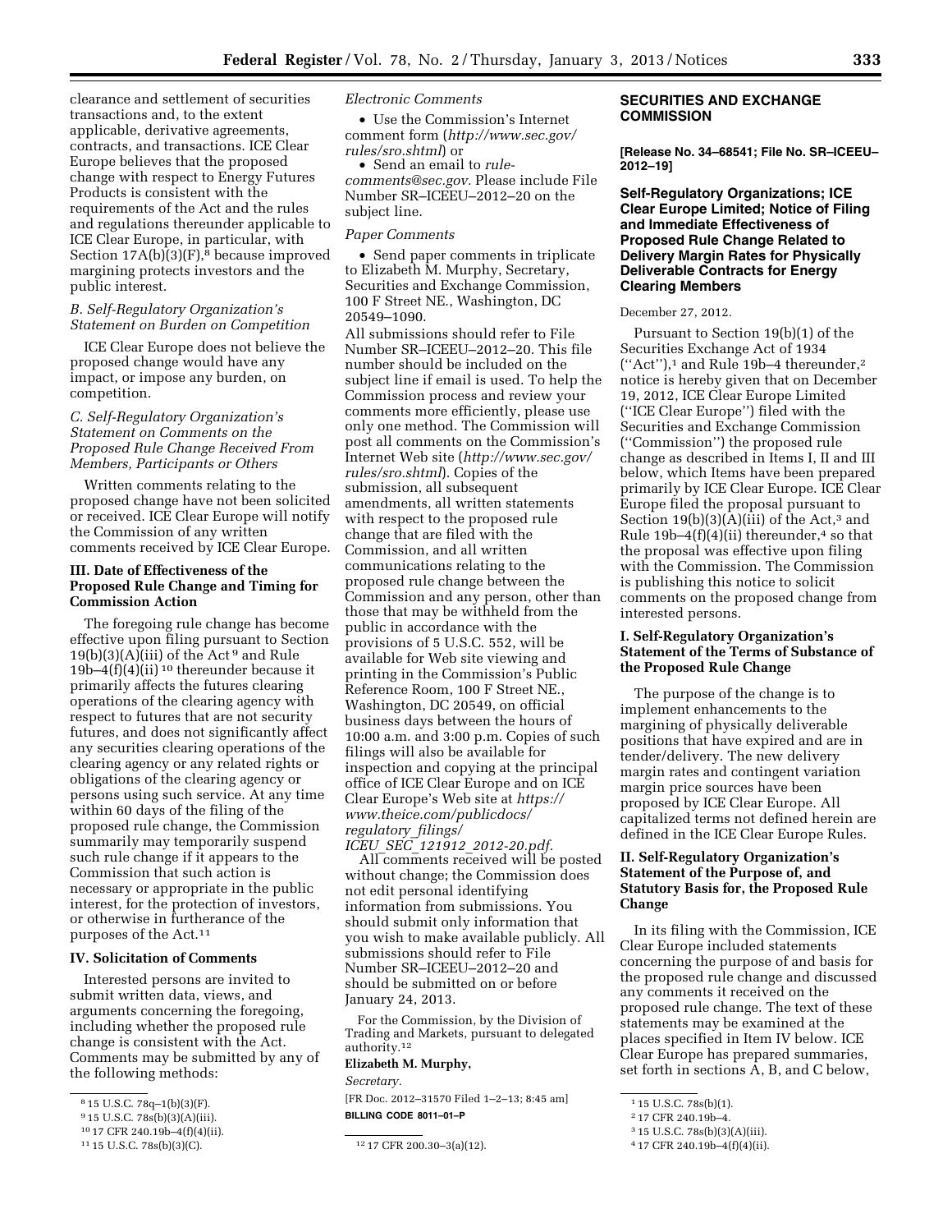clearance and settlement of securities transactions and, to the extent applicable, derivative agreements, contracts, and transactions. ICE Clear Europe believes that the proposed change with respect to Energy Futures Products is consistent with the requirements of the Act and the rules and regulations thereunder applicable to ICE Clear Europe, in particular, with Section 17A(b)(3)(F),[8] because improved margining protects investors and the public interest.

### B. Self-Regulatory Organization's Statement on Burden on Competition

ICE Clear Europe does not believe the proposed change would have any impact, or impose any burden, on competition.

### C. Self-Regulatory Organization's Statement on Comments on the Proposed Rule Change Received From Members, Participants or Others

Written comments relating to the proposed change have not been solicited or received. ICE Clear Europe will notify the Commission of any written comments received by ICE Clear Europe.

## III. Date of Effectiveness of the Proposed Rule Change and Timing for Commission Action

The foregoing rule change has become effective upon filing pursuant to Section 19(b)(3)(A)(iii) of the Act[9] and Rule 19b–4(f)(4)(ii)[10] thereunder because it primarily affects the futures clearing operations of the clearing agency with respect to futures that are not security futures, and does not significantly affect any securities clearing operations of the clearing agency or any related rights or obligations of the clearing agency or persons using such service. At any time within 60 days of the filing of the proposed rule change, the Commission summarily may temporarily suspend such rule change if it appears to the Commission that such action is necessary or appropriate in the public interest, for the protection of investors, or otherwise in furtherance of the purposes of the Act.[11]

## IV. Solicitation of Comments

Interested persons are invited to submit written data, views, and arguments concerning the foregoing, including whether the proposed rule change is consistent with the Act. Comments may be submitted by any of the following methods:

*Electronic Comments*

- Use the Commission's Internet comment form (*http://www.sec.gov/rules/sro.shtml*) or
- Send an email to *rule-comments@sec.gov*. Please include File Number SR–ICEEU–2012–20 on the subject line.

*Paper Comments*

- Send paper comments in triplicate to Elizabeth M. Murphy, Secretary, Securities and Exchange Commission, 100 F Street NE., Washington, DC 20549–1090.

All submissions should refer to File Number SR–ICEEU–2012–20. This file number should be included on the subject line if email is used. To help the Commission process and review your comments more efficiently, please use only one method. The Commission will post all comments on the Commission's Internet Web site (*http://www.sec.gov/rules/sro.shtml*). Copies of the submission, all subsequent amendments, all written statements with respect to the proposed rule change that are filed with the Commission, and all written communications relating to the proposed rule change between the Commission and any person, other than those that may be withheld from the public in accordance with the provisions of 5 U.S.C. 552, will be available for Web site viewing and printing in the Commission's Public Reference Room, 100 F Street NE., Washington, DC 20549, on official business days between the hours of 10:00 a.m. and 3:00 p.m. Copies of such filings will also be available for inspection and copying at the principal office of ICE Clear Europe and on ICE Clear Europe's Web site at *https://www.theice.com/publicdocs/regulatory_filings/ICEU_SEC_121912_2012-20.pdf.*

All comments received will be posted without change; the Commission does not edit personal identifying information from submissions. You should submit only information that you wish to make available publicly. All submissions should refer to File Number SR–ICEEU–2012–20 and should be submitted on or before January 24, 2013.

For the Commission, by the Division of Trading and Markets, pursuant to delegated authority.[12]

**Elizabeth M. Murphy,**

*Secretary.*

[FR Doc. 2012–31570 Filed 1–2–13; 8:45 am]

**BILLING CODE 8011–01–P**

[8] 15 U.S.C. 78q–1(b)(3)(F).

[9] 15 U.S.C. 78s(b)(3)(A)(iii).

[10] 17 CFR 240.19b–4(f)(4)(ii).

[11] 15 U.S.C. 78s(b)(3)(C).

[12] 17 CFR 200.30–3(a)(12).

---

## SECURITIES AND EXCHANGE COMMISSION

**[Release No. 34–68541; File No. SR–ICEEU–2012–19]**

## Self-Regulatory Organizations; ICE Clear Europe Limited; Notice of Filing and Immediate Effectiveness of Proposed Rule Change Related to Delivery Margin Rates for Physically Deliverable Contracts for Energy Clearing Members

December 27, 2012.

Pursuant to Section 19(b)(1) of the Securities Exchange Act of 1934 (''Act''),[1] and Rule 19b–4 thereunder,[2] notice is hereby given that on December 19, 2012, ICE Clear Europe Limited (''ICE Clear Europe'') filed with the Securities and Exchange Commission (''Commission'') the proposed rule change as described in Items I, II and III below, which Items have been prepared primarily by ICE Clear Europe. ICE Clear Europe filed the proposal pursuant to Section 19(b)(3)(A)(iii) of the Act,[3] and Rule 19b–4(f)(4)(ii) thereunder,[4] so that the proposal was effective upon filing with the Commission. The Commission is publishing this notice to solicit comments on the proposed change from interested persons.

## I. Self-Regulatory Organization's Statement of the Terms of Substance of the Proposed Rule Change

The purpose of the change is to implement enhancements to the margining of physically deliverable positions that have expired and are in tender/delivery. The new delivery margin rates and contingent variation margin price sources have been proposed by ICE Clear Europe. All capitalized terms not defined herein are defined in the ICE Clear Europe Rules.

## II. Self-Regulatory Organization's Statement of the Purpose of, and Statutory Basis for, the Proposed Rule Change

In its filing with the Commission, ICE Clear Europe included statements concerning the purpose of and basis for the proposed rule change and discussed any comments it received on the proposed rule change. The text of these statements may be examined at the places specified in Item IV below. ICE Clear Europe has prepared summaries, set forth in sections A, B, and C below,

[1] 15 U.S.C. 78s(b)(1).

[2] 17 CFR 240.19b–4.

[3] 15 U.S.C. 78s(b)(3)(A)(iii).

[4] 17 CFR 240.19b–4(f)(4)(ii).